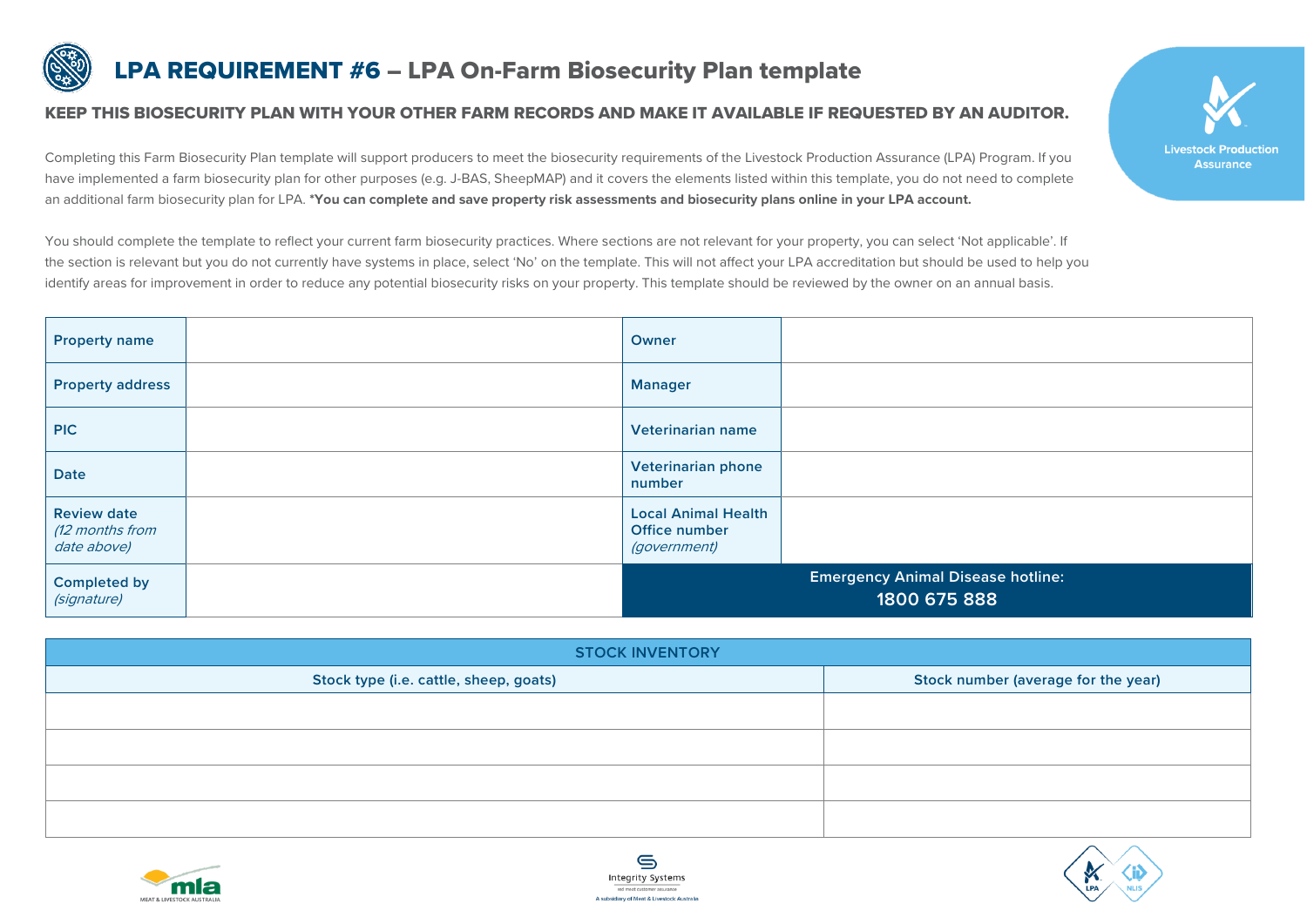# LPA REQUIREMENT #6 – LPA On-Farm Biosecurity Plan template

## KEEP THIS BIOSECURITY PLAN WITH YOUR OTHER FARM RECORDS AND MAKE IT AVAILABLE IF REQUESTED BY AN AUDITOR.

Completing this Farm Biosecurity Plan template will support producers to meet the biosecurity requirements of the Livestock Production Assurance (LPA) Program. If you have implemented a farm biosecurity plan for other purposes (e.g. J-BAS, SheepMAP) and it covers the elements listed within this template, you do not need to complete an additional farm biosecurity plan for LPA. ***You can complete and save property risk assessments and biosecurity plans online in your LPA account.**

You should complete the template to reflect your current farm biosecurity practices. Where sections are not relevant for your property, you can select 'Not applicable'. If the section is relevant but you do not currently have systems in place, select 'No' on the template. This will not affect your LPA accreditation but should be used to help you identify areas for improvement in order to reduce any potential biosecurity risks on your property. This template should be reviewed by the owner on an annual basis.

| | | | |
|---|---|---|---|
| **Property name** | | **Owner** | |
| **Property address** | | **Manager** | |
| **PIC** | | **Veterinarian name** | |
| **Date** | | **Veterinarian phone number** | |
| **Review date** *(12 months from date above)* | | **Local Animal Health Office number** *(government)* | |
| **Completed by** *(signature)* | | **Emergency Animal Disease hotline: 1800 675 888** | |

| STOCK INVENTORY | |
|---|---|
| **Stock type (i.e. cattle, sheep, goats)** | **Stock number (average for the year)** |
| | |
| | |
| | |
| | |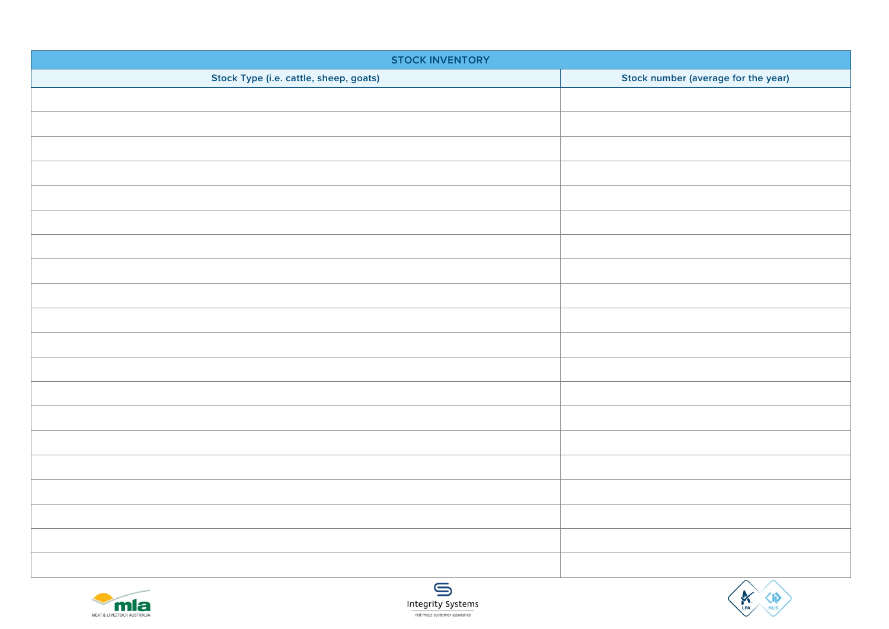| STOCK INVENTORY | |
|---|---|
| Stock Type (i.e. cattle, sheep, goats) | Stock number (average for the year) |
| | |
| | |
| | |
| | |
| | |
| | |
| | |
| | |
| | |
| | |
| | |
| | |
| | |
| | |
| | |
| | |
| | |
| | |
| | |
| | |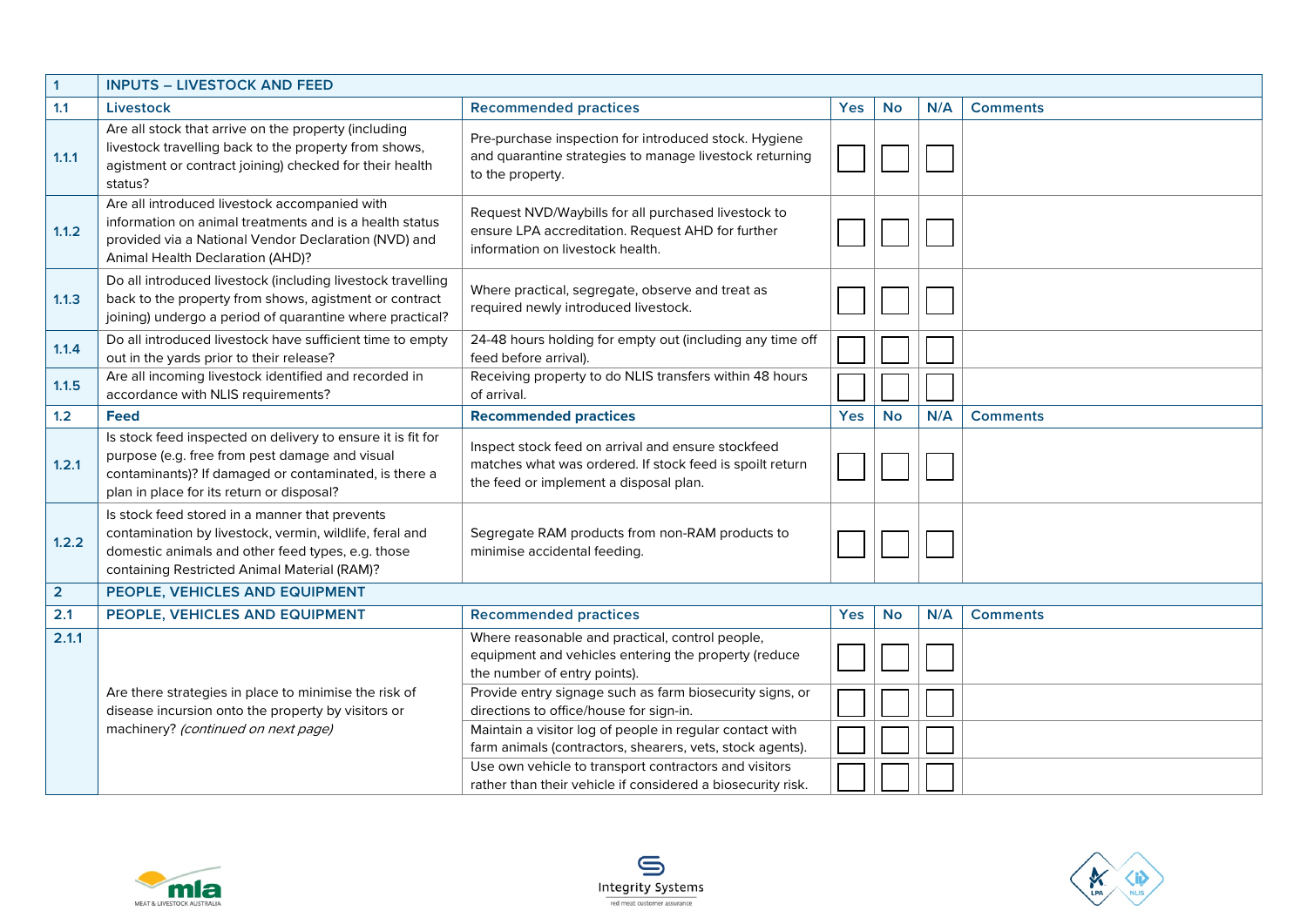| 1 | INPUTS – LIVESTOCK AND FEED | | | | | |
|---|---|---|---|---|---|---|
| **1.1** | **Livestock** | **Recommended practices** | **Yes** | **No** | **N/A** | **Comments** |
| 1.1.1 | Are all stock that arrive on the property (including livestock travelling back to the property from shows, agistment or contract joining) checked for their health status? | Pre-purchase inspection for introduced stock. Hygiene and quarantine strategies to manage livestock returning to the property. | ☐ | ☐ | ☐ | |
| 1.1.2 | Are all introduced livestock accompanied with information on animal treatments and is a health status provided via a National Vendor Declaration (NVD) and Animal Health Declaration (AHD)? | Request NVD/Waybills for all purchased livestock to ensure LPA accreditation. Request AHD for further information on livestock health. | ☐ | ☐ | ☐ | |
| 1.1.3 | Do all introduced livestock (including livestock travelling back to the property from shows, agistment or contract joining) undergo a period of quarantine where practical? | Where practical, segregate, observe and treat as required newly introduced livestock. | ☐ | ☐ | ☐ | |
| 1.1.4 | Do all introduced livestock have sufficient time to empty out in the yards prior to their release? | 24-48 hours holding for empty out (including any time off feed before arrival). | ☐ | ☐ | ☐ | |
| 1.1.5 | Are all incoming livestock identified and recorded in accordance with NLIS requirements? | Receiving property to do NLIS transfers within 48 hours of arrival. | ☐ | ☐ | ☐ | |
| **1.2** | **Feed** | **Recommended practices** | **Yes** | **No** | **N/A** | **Comments** |
| 1.2.1 | Is stock feed inspected on delivery to ensure it is fit for purpose (e.g. free from pest damage and visual contaminants)? If damaged or contaminated, is there a plan in place for its return or disposal? | Inspect stock feed on arrival and ensure stockfeed matches what was ordered. If stock feed is spoilt return the feed or implement a disposal plan. | ☐ | ☐ | ☐ | |
| 1.2.2 | Is stock feed stored in a manner that prevents contamination by livestock, vermin, wildlife, feral and domestic animals and other feed types, e.g. those containing Restricted Animal Material (RAM)? | Segregate RAM products from non-RAM products to minimise accidental feeding. | ☐ | ☐ | ☐ | |
| **2** | **PEOPLE, VEHICLES AND EQUIPMENT** | | | | | |
| **2.1** | **PEOPLE, VEHICLES AND EQUIPMENT** | **Recommended practices** | **Yes** | **No** | **N/A** | **Comments** |
| 2.1.1 | Are there strategies in place to minimise the risk of disease incursion onto the property by visitors or machinery? *(continued on next page)* | Where reasonable and practical, control people, equipment and vehicles entering the property (reduce the number of entry points). | ☐ | ☐ | ☐ | |
| | | Provide entry signage such as farm biosecurity signs, or directions to office/house for sign-in. | ☐ | ☐ | ☐ | |
| | | Maintain a visitor log of people in regular contact with farm animals (contractors, shearers, vets, stock agents). | ☐ | ☐ | ☐ | |
| | | Use own vehicle to transport contractors and visitors rather than their vehicle if considered a biosecurity risk. | ☐ | ☐ | ☐ | |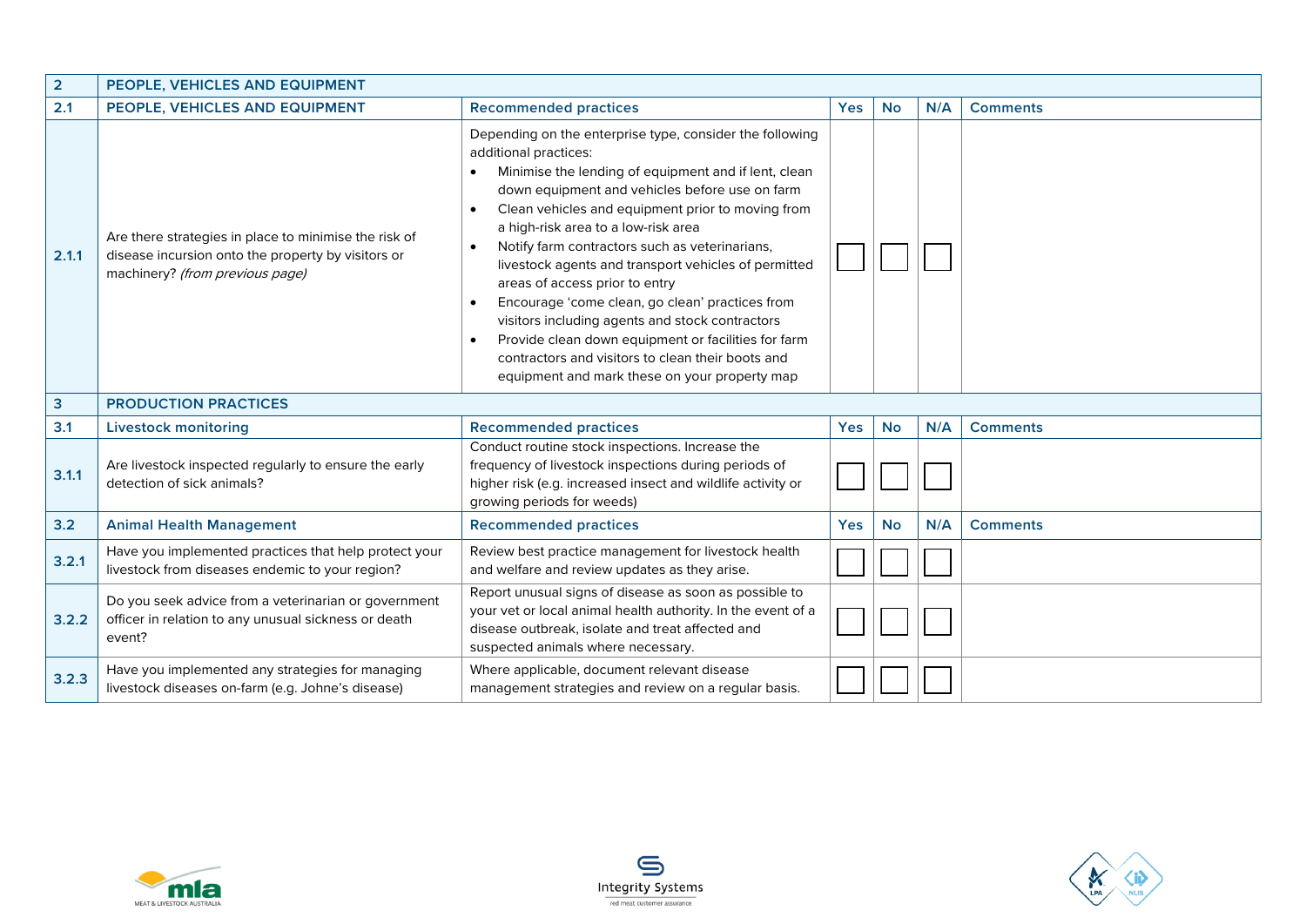| 2 | PEOPLE, VEHICLES AND EQUIPMENT | | | | | |
|---|---|---|---|---|---|---|
| 2.1 | PEOPLE, VEHICLES AND EQUIPMENT | Recommended practices | Yes | No | N/A | Comments |
| 2.1.1 | Are there strategies in place to minimise the risk of disease incursion onto the property by visitors or machinery? *(from previous page)* | Depending on the enterprise type, consider the following additional practices:<br>• Minimise the lending of equipment and if lent, clean down equipment and vehicles before use on farm<br>• Clean vehicles and equipment prior to moving from a high-risk area to a low-risk area<br>• Notify farm contractors such as veterinarians, livestock agents and transport vehicles of permitted areas of access prior to entry<br>• Encourage 'come clean, go clean' practices from visitors including agents and stock contractors<br>• Provide clean down equipment or facilities for farm contractors and visitors to clean their boots and equipment and mark these on your property map | ☐ | ☐ | ☐ | |
| 3 | PRODUCTION PRACTICES | | | | | |
| 3.1 | Livestock monitoring | Recommended practices | Yes | No | N/A | Comments |
| 3.1.1 | Are livestock inspected regularly to ensure the early detection of sick animals? | Conduct routine stock inspections. Increase the frequency of livestock inspections during periods of higher risk (e.g. increased insect and wildlife activity or growing periods for weeds) | ☐ | ☐ | ☐ | |
| 3.2 | Animal Health Management | Recommended practices | Yes | No | N/A | Comments |
| 3.2.1 | Have you implemented practices that help protect your livestock from diseases endemic to your region? | Review best practice management for livestock health and welfare and review updates as they arise. | ☐ | ☐ | ☐ | |
| 3.2.2 | Do you seek advice from a veterinarian or government officer in relation to any unusual sickness or death event? | Report unusual signs of disease as soon as possible to your vet or local animal health authority. In the event of a disease outbreak, isolate and treat affected and suspected animals where necessary. | ☐ | ☐ | ☐ | |
| 3.2.3 | Have you implemented any strategies for managing livestock diseases on-farm (e.g. Johne's disease) | Where applicable, document relevant disease management strategies and review on a regular basis. | ☐ | ☐ | ☐ | |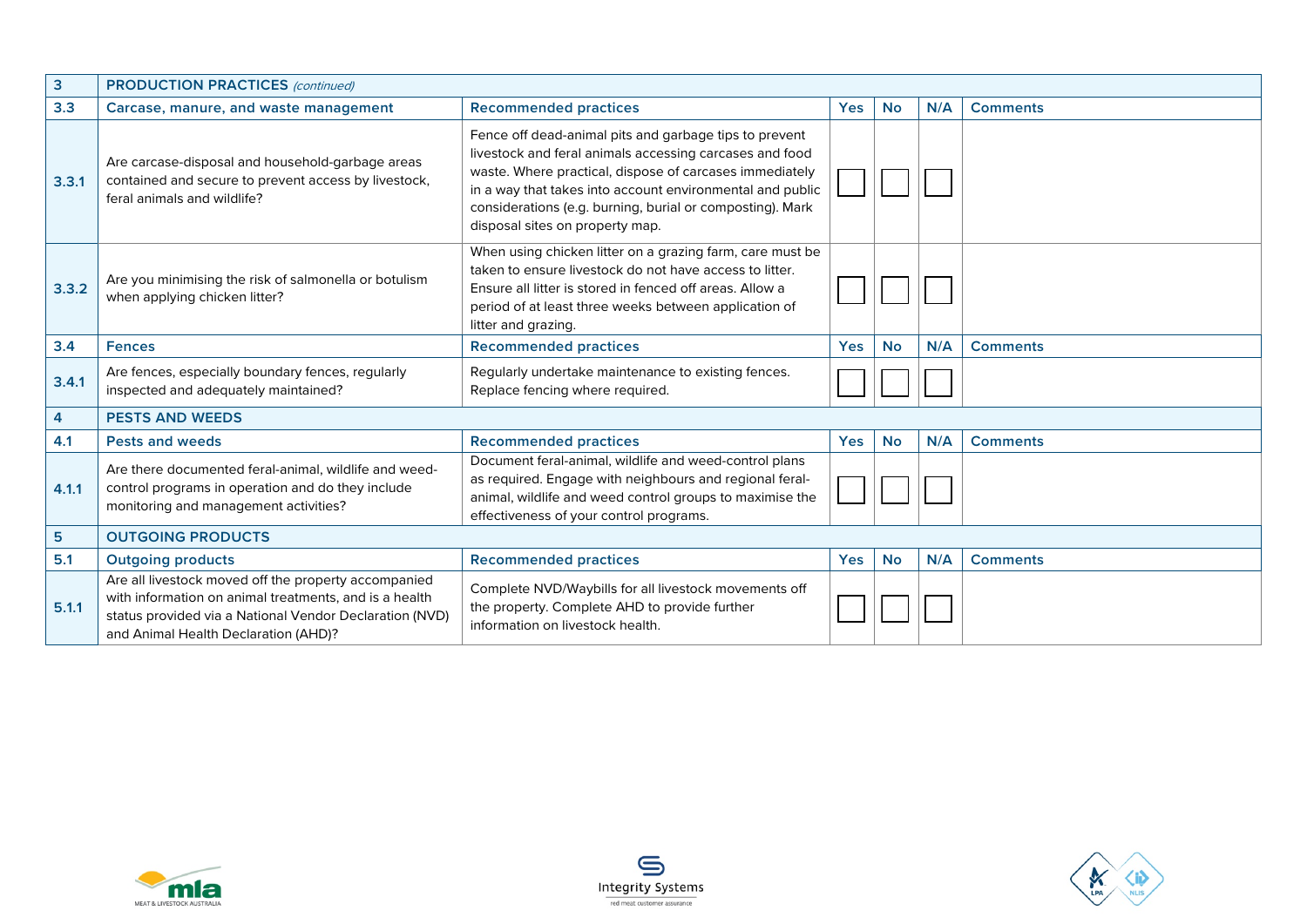| 3 | PRODUCTION PRACTICES *(continued)* | | | | | |
|---|---|---|---|---|---|---|
| **3.3** | **Carcase, manure, and waste management** | **Recommended practices** | **Yes** | **No** | **N/A** | **Comments** |
| **3.3.1** | Are carcase-disposal and household-garbage areas contained and secure to prevent access by livestock, feral animals and wildlife? | Fence off dead-animal pits and garbage tips to prevent livestock and feral animals accessing carcases and food waste. Where practical, dispose of carcases immediately in a way that takes into account environmental and public considerations (e.g. burning, burial or composting). Mark disposal sites on property map. | ☐ | ☐ | ☐ | |
| **3.3.2** | Are you minimising the risk of salmonella or botulism when applying chicken litter? | When using chicken litter on a grazing farm, care must be taken to ensure livestock do not have access to litter. Ensure all litter is stored in fenced off areas. Allow a period of at least three weeks between application of litter and grazing. | ☐ | ☐ | ☐ | |
| **3.4** | **Fences** | **Recommended practices** | **Yes** | **No** | **N/A** | **Comments** |
| **3.4.1** | Are fences, especially boundary fences, regularly inspected and adequately maintained? | Regularly undertake maintenance to existing fences. Replace fencing where required. | ☐ | ☐ | ☐ | |
| **4** | **PESTS AND WEEDS** | | | | | |
| **4.1** | **Pests and weeds** | **Recommended practices** | **Yes** | **No** | **N/A** | **Comments** |
| **4.1.1** | Are there documented feral-animal, wildlife and weed-control programs in operation and do they include monitoring and management activities? | Document feral-animal, wildlife and weed-control plans as required. Engage with neighbours and regional feral-animal, wildlife and weed control groups to maximise the effectiveness of your control programs. | ☐ | ☐ | ☐ | |
| **5** | **OUTGOING PRODUCTS** | | | | | |
| **5.1** | **Outgoing products** | **Recommended practices** | **Yes** | **No** | **N/A** | **Comments** |
| **5.1.1** | Are all livestock moved off the property accompanied with information on animal treatments, and is a health status provided via a National Vendor Declaration (NVD) and Animal Health Declaration (AHD)? | Complete NVD/Waybills for all livestock movements off the property. Complete AHD to provide further information on livestock health. | ☐ | ☐ | ☐ | |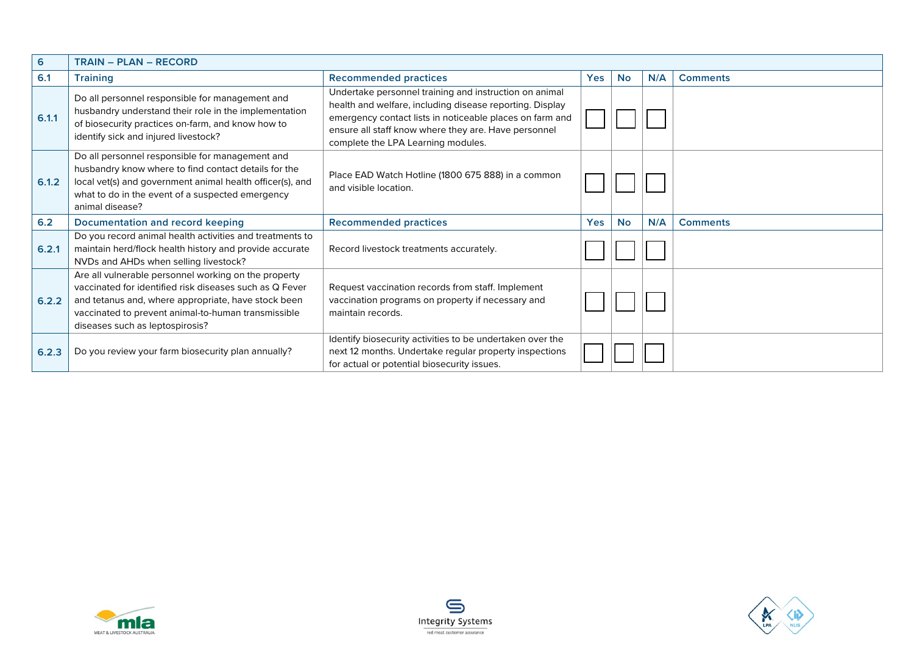| 6 | TRAIN – PLAN – RECORD | | | | | |
|---|---|---|---|---|---|---|
| **6.1** | **Training** | **Recommended practices** | **Yes** | **No** | **N/A** | **Comments** |
| **6.1.1** | Do all personnel responsible for management and husbandry understand their role in the implementation of biosecurity practices on-farm, and know how to identify sick and injured livestock? | Undertake personnel training and instruction on animal health and welfare, including disease reporting. Display emergency contact lists in noticeable places on farm and ensure all staff know where they are. Have personnel complete the LPA Learning modules. | ☐ | ☐ | ☐ | |
| **6.1.2** | Do all personnel responsible for management and husbandry know where to find contact details for the local vet(s) and government animal health officer(s), and what to do in the event of a suspected emergency animal disease? | Place EAD Watch Hotline (1800 675 888) in a common and visible location. | ☐ | ☐ | ☐ | |
| **6.2** | **Documentation and record keeping** | **Recommended practices** | **Yes** | **No** | **N/A** | **Comments** |
| **6.2.1** | Do you record animal health activities and treatments to maintain herd/flock health history and provide accurate NVDs and AHDs when selling livestock? | Record livestock treatments accurately. | ☐ | ☐ | ☐ | |
| **6.2.2** | Are all vulnerable personnel working on the property vaccinated for identified risk diseases such as Q Fever and tetanus and, where appropriate, have stock been vaccinated to prevent animal-to-human transmissible diseases such as leptospirosis? | Request vaccination records from staff. Implement vaccination programs on property if necessary and maintain records. | ☐ | ☐ | ☐ | |
| **6.2.3** | Do you review your farm biosecurity plan annually? | Identify biosecurity activities to be undertaken over the next 12 months. Undertake regular property inspections for actual or potential biosecurity issues. | ☐ | ☐ | ☐ | |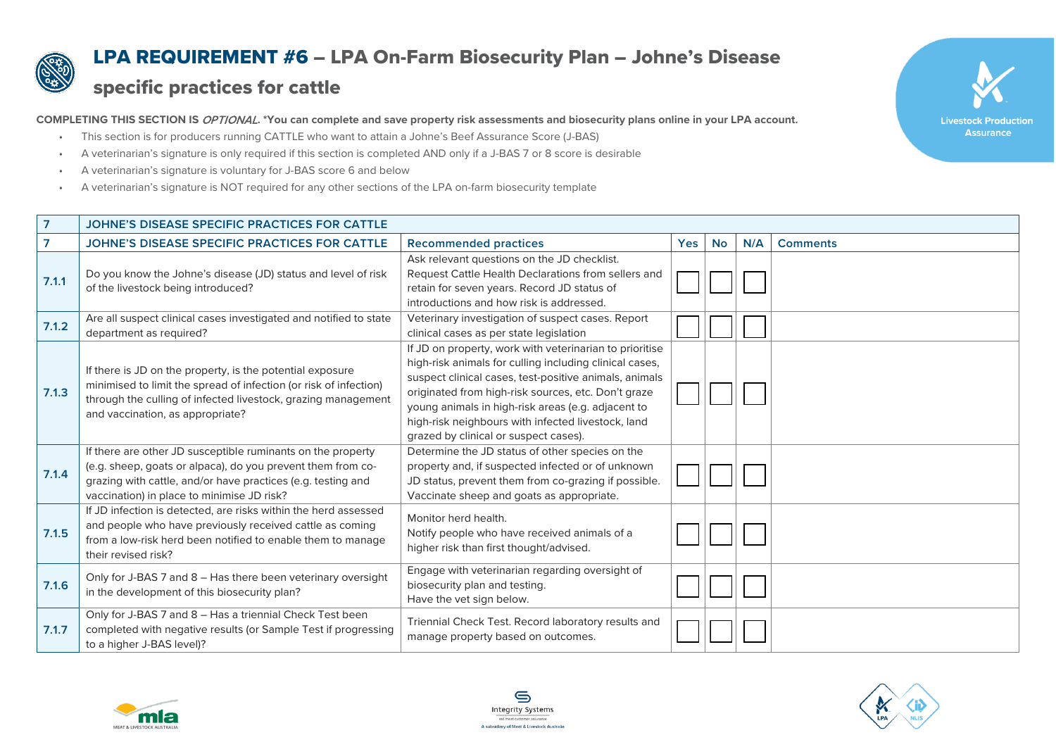# LPA REQUIREMENT #6 – LPA On-Farm Biosecurity Plan – Johne's Disease specific practices for cattle

**COMPLETING THIS SECTION IS *OPTIONAL*. *You can complete and save property risk assessments and biosecurity plans online in your LPA account.**

- This section is for producers running CATTLE who want to attain a Johne's Beef Assurance Score (J-BAS)
- A veterinarian's signature is only required if this section is completed AND only if a J-BAS 7 or 8 score is desirable
- A veterinarian's signature is voluntary for J-BAS score 6 and below
- A veterinarian's signature is NOT required for any other sections of the LPA on-farm biosecurity template

| 7 | JOHNE'S DISEASE SPECIFIC PRACTICES FOR CATTLE | | | | | |
|---|---|---|---|---|---|---|
| **7** | **JOHNE'S DISEASE SPECIFIC PRACTICES FOR CATTLE** | **Recommended practices** | **Yes** | **No** | **N/A** | **Comments** |
| 7.1.1 | Do you know the Johne's disease (JD) status and level of risk of the livestock being introduced? | Ask relevant questions on the JD checklist. Request Cattle Health Declarations from sellers and retain for seven years. Record JD status of introductions and how risk is addressed. | ☐ | ☐ | ☐ | |
| 7.1.2 | Are all suspect clinical cases investigated and notified to state department as required? | Veterinary investigation of suspect cases. Report clinical cases as per state legislation | ☐ | ☐ | ☐ | |
| 7.1.3 | If there is JD on the property, is the potential exposure minimised to limit the spread of infection (or risk of infection) through the culling of infected livestock, grazing management and vaccination, as appropriate? | If JD on property, work with veterinarian to prioritise high-risk animals for culling including clinical cases, suspect clinical cases, test-positive animals, animals originated from high-risk sources, etc. Don't graze young animals in high-risk areas (e.g. adjacent to high-risk neighbours with infected livestock, land grazed by clinical or suspect cases). | ☐ | ☐ | ☐ | |
| 7.1.4 | If there are other JD susceptible ruminants on the property (e.g. sheep, goats or alpaca), do you prevent them from co-grazing with cattle, and/or have practices (e.g. testing and vaccination) in place to minimise JD risk? | Determine the JD status of other species on the property and, if suspected infected or of unknown JD status, prevent them from co-grazing if possible. Vaccinate sheep and goats as appropriate. | ☐ | ☐ | ☐ | |
| 7.1.5 | If JD infection is detected, are risks within the herd assessed and people who have previously received cattle as coming from a low-risk herd been notified to enable them to manage their revised risk? | Monitor herd health.<br>Notify people who have received animals of a higher risk than first thought/advised. | ☐ | ☐ | ☐ | |
| 7.1.6 | Only for J-BAS 7 and 8 – Has there been veterinary oversight in the development of this biosecurity plan? | Engage with veterinarian regarding oversight of biosecurity plan and testing.<br>Have the vet sign below. | ☐ | ☐ | ☐ | |
| 7.1.7 | Only for J-BAS 7 and 8 – Has a triennial Check Test been completed with negative results (or Sample Test if progressing to a higher J-BAS level)? | Triennial Check Test. Record laboratory results and manage property based on outcomes. | ☐ | ☐ | ☐ | |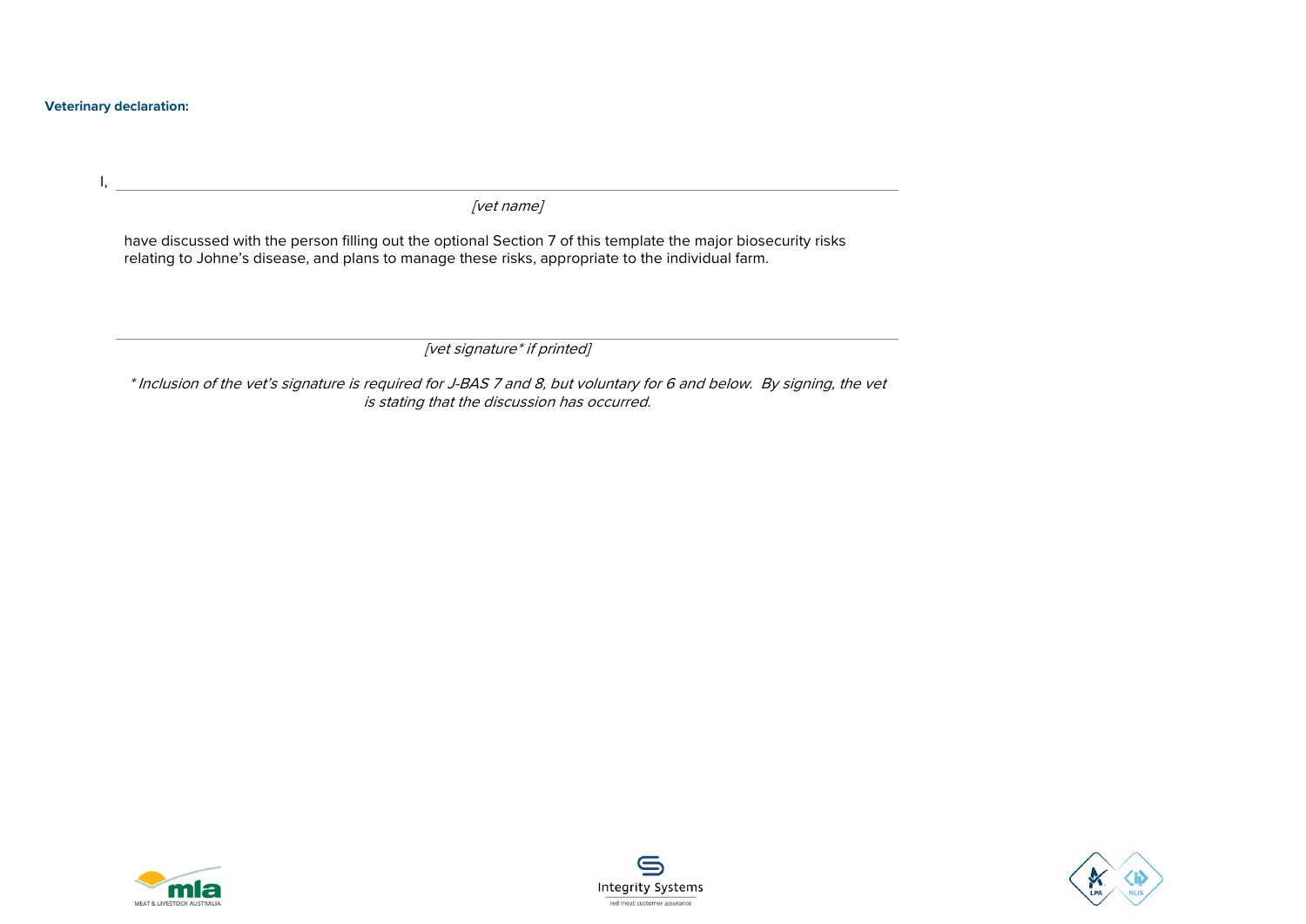**Veterinary declaration:**

I, ______________________________________________

*[vet name]*

have discussed with the person filling out the optional Section 7 of this template the major biosecurity risks relating to Johne's disease, and plans to manage these risks, appropriate to the individual farm.

______________________________________________

*[vet signature* if printed]*

*\* Inclusion of the vet's signature is required for J-BAS 7 and 8, but voluntary for 6 and below. By signing, the vet is stating that the discussion has occurred.*